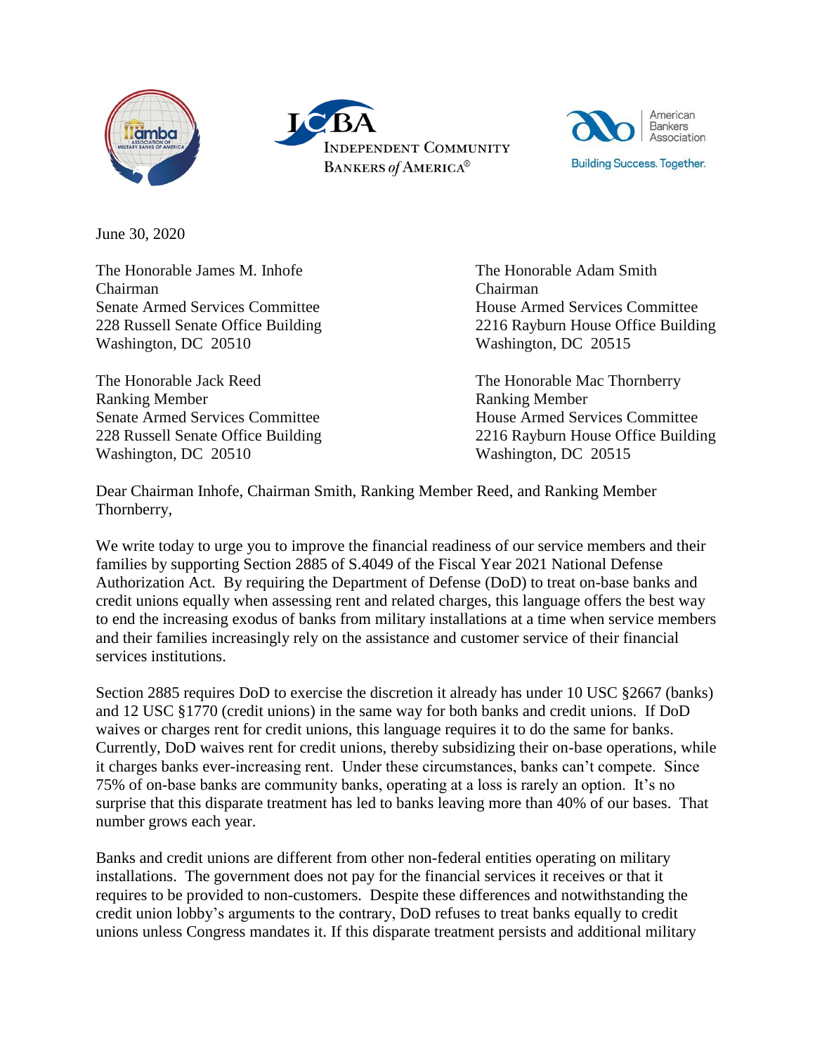June 30, 2020

The Honorable James M. Inhofe
Chairman
Senate Armed Services Committee
228 Russell Senate Office Building
Washington, DC 20510

The Honorable Jack Reed
Ranking Member
Senate Armed Services Committee
228 Russell Senate Office Building
Washington, DC 20510

The Honorable Adam Smith
Chairman
House Armed Services Committee
2216 Rayburn House Office Building
Washington, DC 20515

The Honorable Mac Thornberry
Ranking Member
House Armed Services Committee
2216 Rayburn House Office Building
Washington, DC 20515

Dear Chairman Inhofe, Chairman Smith, Ranking Member Reed, and Ranking Member Thornberry,

We write today to urge you to improve the financial readiness of our service members and their families by supporting Section 2885 of S.4049 of the Fiscal Year 2021 National Defense Authorization Act. By requiring the Department of Defense (DoD) to treat on-base banks and credit unions equally when assessing rent and related charges, this language offers the best way to end the increasing exodus of banks from military installations at a time when service members and their families increasingly rely on the assistance and customer service of their financial services institutions.

Section 2885 requires DoD to exercise the discretion it already has under 10 USC §2667 (banks) and 12 USC §1770 (credit unions) in the same way for both banks and credit unions. If DoD waives or charges rent for credit unions, this language requires it to do the same for banks. Currently, DoD waives rent for credit unions, thereby subsidizing their on-base operations, while it charges banks ever-increasing rent. Under these circumstances, banks can't compete. Since 75% of on-base banks are community banks, operating at a loss is rarely an option. It's no surprise that this disparate treatment has led to banks leaving more than 40% of our bases. That number grows each year.

Banks and credit unions are different from other non-federal entities operating on military installations. The government does not pay for the financial services it receives or that it requires to be provided to non-customers. Despite these differences and notwithstanding the credit union lobby's arguments to the contrary, DoD refuses to treat banks equally to credit unions unless Congress mandates it. If this disparate treatment persists and additional military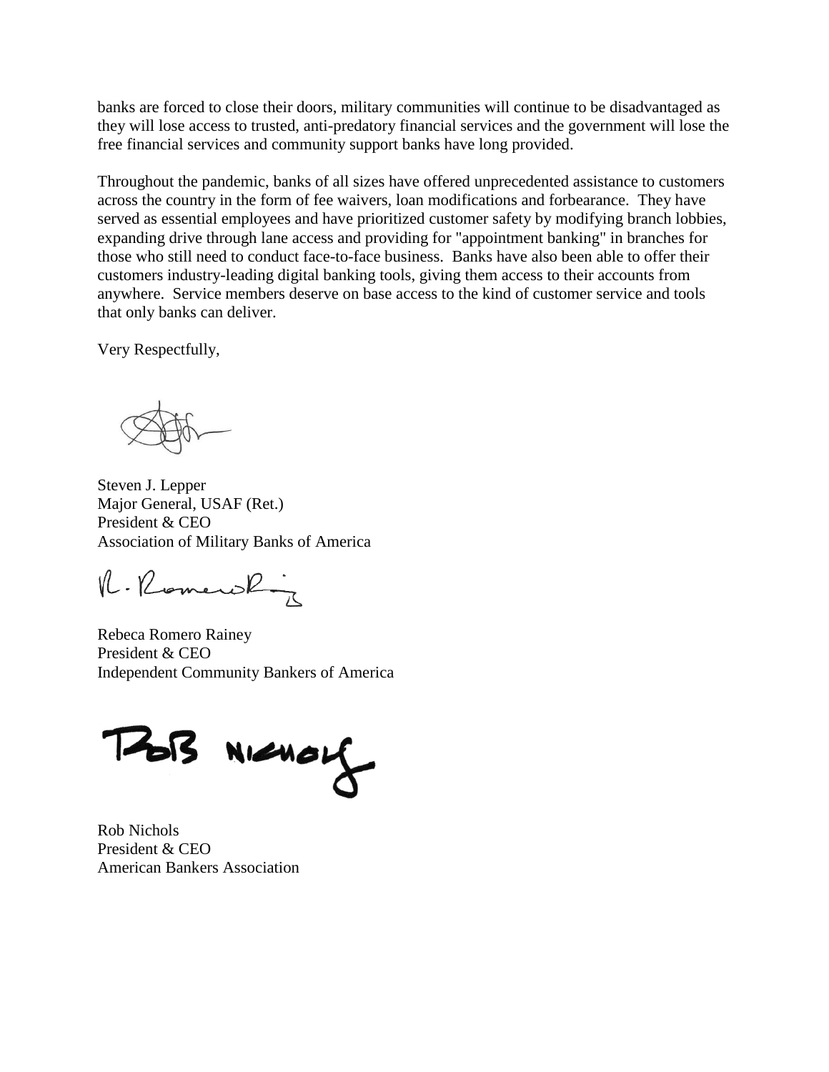banks are forced to close their doors, military communities will continue to be disadvantaged as they will lose access to trusted, anti-predatory financial services and the government will lose the free financial services and community support banks have long provided.

Throughout the pandemic, banks of all sizes have offered unprecedented assistance to customers across the country in the form of fee waivers, loan modifications and forbearance. They have served as essential employees and have prioritized customer safety by modifying branch lobbies, expanding drive through lane access and providing for "appointment banking" in branches for those who still need to conduct face-to-face business. Banks have also been able to offer their customers industry-leading digital banking tools, giving them access to their accounts from anywhere. Service members deserve on base access to the kind of customer service and tools that only banks can deliver.

Very Respectfully,

Steven J. Lepper
Major General, USAF (Ret.)
President & CEO
Association of Military Banks of America

Rebeca Romero Rainey
President & CEO
Independent Community Bankers of America

Rob Nichols
President & CEO
American Bankers Association